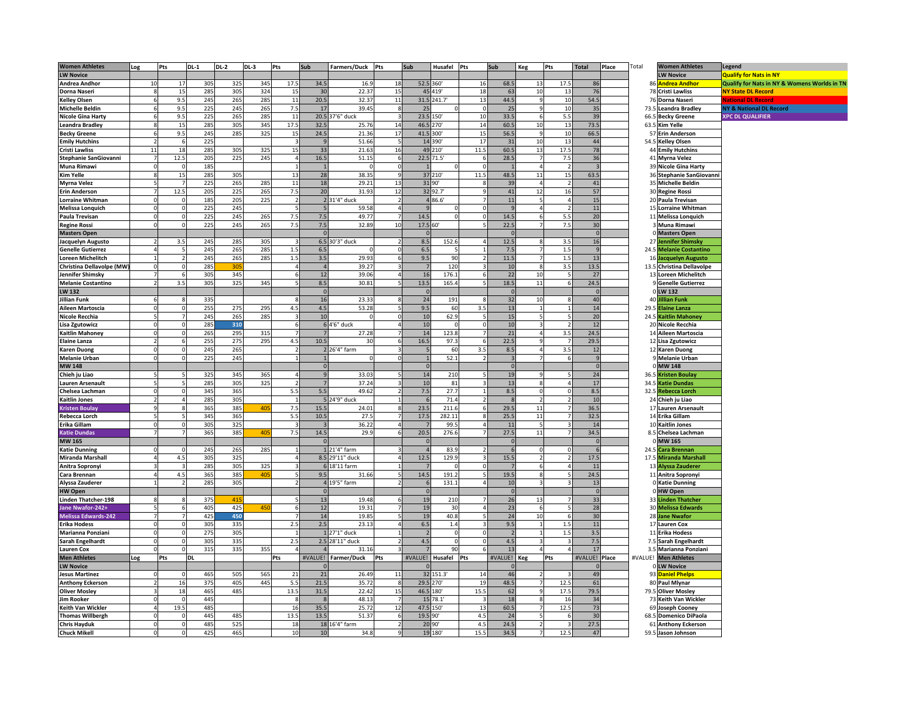| Women Athletes | Log | Pts | DL-1 | DL-2 | DL-3 | Pts | Sub | Farmers/Duck | Pts | Sub | Husafel | Pts | Sub | Keg | Pts | Total | Place |
|---|---|---|---|---|---|---|---|---|---|---|---|---|---|---|---|---|---|
| **LW Novice** | | | | | | | | | | | | | | | | | |
| Andrea Andhor | 10 | 17 | 305 | 325 | 345 | 17.5 | 34.5 | 16.9 | 18 | 52.5 | 360' | 16 | 68.5 | 13 | 17.5 | 86 | |
| Dorna Naseri | 8 | 15 | 285 | 305 | 324 | 15 | 30 | 22.37 | 15 | 45 | 419' | 18 | 63 | 10 | 13 | 76 | |
| Kelley Olsen | 6 | 9.5 | 245 | 265 | 285 | 11 | 20.5 | 32.37 | 11 | 31.5 | 241.7' | 13 | 44.5 | 9 | 10 | 54.5 | |
| Michelle Beldin | 6 | 9.5 | 225 | 245 | 265 | 7.5 | 17 | 39.45 | 8 | 25 | 0 | 0 | 25 | 9 | 10 | 35 | |
| Nicole Gina Harty | 6 | 9.5 | 225 | 265 | 285 | 11 | 20.5 | 37'6" duck | 3 | 23.5 | 150' | 10 | 33.5 | 6 | 5.5 | 39 | |
| Leandra Bradley | 8 | 15 | 285 | 305 | 345 | 17.5 | 32.5 | 25.76 | 14 | 46.5 | 270' | 14 | 60.5 | 10 | 13 | 73.5 | |
| Becky Greene | 6 | 9.5 | 245 | 285 | 325 | 15 | 24.5 | 21.36 | 17 | 41.5 | 300' | 15 | 56.5 | 9 | 10 | 66.5 | |
| Emily Hutchins | 2 | 6 | 225 | | | 3 | 9 | 51.66 | 5 | 14 | 390' | 17 | 31 | 10 | 13 | 44 | |
| Cristi Lawliss | 11 | 18 | 285 | 305 | 325 | 15 | 33 | 21.63 | 16 | 49 | 210' | 11.5 | 60.5 | 13 | 17.5 | 78 | |
| Stephanie SanGiovanni | 7 | 12.5 | 205 | 225 | 245 | 4 | 16.5 | 51.15 | 6 | 22.5 | 71.5' | 6 | 28.5 | 7 | 7.5 | 36 | |
| Muna Rimawi | 0 | 0 | 185 | | | 1 | 1 | 0 | 0 | 1 | 0 | 0 | 1 | 4 | 2 | 3 | |
| Kim Yelle | 8 | 15 | 285 | 305 | | 13 | 28 | 38.35 | 9 | 37 | 210' | 11.5 | 48.5 | 11 | 15 | 63.5 | |
| Myrna Velez | 5 | 7 | 225 | 265 | 285 | 11 | 18 | 29.21 | 13 | 31 | 90' | 8 | 39 | 4 | 2 | 41 | |
| Erin Anderson | 7 | 12.5 | 205 | 225 | 265 | 7.5 | 20 | 31.93 | 12 | 32 | 92.7' | 9 | 41 | 12 | 16 | 57 | |
| Lorraine Whitman | 0 | 0 | 185 | 205 | 225 | 2 | 2 | 31'4" duck | 2 | 4 | 86.6' | 7 | 11 | 5 | 4 | 15 | |
| Melissa Lonquich | 0 | 0 | 225 | 245 | | 5 | 5 | 59.58 | 4 | 9 | 0 | 0 | 9 | 4 | 2 | 11 | |
| Paula Trevisan | 0 | 0 | 225 | 245 | 265 | 7.5 | 7.5 | 49.77 | 7 | 14.5 | 0 | 0 | 14.5 | 6 | 5.5 | 20 | |
| Regine Rossi | 0 | 0 | 225 | 245 | 265 | 7.5 | 7.5 | 32.89 | 10 | 17.5 | 60' | 5 | 22.5 | 7 | 7.5 | 30 | |
| **Masters Open** | | | | | | | 0 | | | 0 | | | 0 | | | 0 | |
| Jacquelyn Augusto | 2 | 3.5 | 245 | 285 | 305 | 3 | 6.5 | 30'3" duck | 2 | 8.5 | 152.6 | 4 | 12.5 | 8 | 3.5 | 16 | |
| Genelle Gutierrez | 4 | 5 | 245 | 265 | 285 | 1.5 | 6.5 | 0 | 0 | 6.5 | 5 | 1 | 7.5 | 7 | 1.5 | 9 | |
| Loreen Michelitch | 1 | 2 | 245 | 265 | 285 | 1.5 | 3.5 | 29.93 | 6 | 9.5 | 90 | 2 | 11.5 | 7 | 1.5 | 13 | |
| Christina Dellavolpe (MW) | 0 | 0 | 285 | 305 | | 4 | 4 | 39.27 | 3 | 7 | 120 | 3 | 10 | 8 | 3.5 | 13.5 | |
| Jennifer Shimsky | 7 | 6 | 305 | 345 | | 6 | 12 | 39.06 | 4 | 16 | 176.1 | 6 | 22 | 10 | 5 | 27 | |
| Melanie Costantino | 2 | 3.5 | 305 | 325 | 345 | 5 | 8.5 | 30.81 | 5 | 13.5 | 165.4 | 5 | 18.5 | 11 | 6 | 24.5 | |
| **LW 132** | | | | | | | 0 | | | 0 | | | 0 | | | 0 | |
| Jillian Funk | 6 | 8 | 335 | | | 8 | 16 | 23.33 | 8 | 24 | 191 | 8 | 32 | 10 | 8 | 40 | |
| Aileen Martoscia | 0 | 0 | 255 | 275 | 295 | 4.5 | 4.5 | 53.28 | 5 | 9.5 | 60 | 3.5 | 13 | 1 | 1 | 14 | |
| Nicole Recchia | 5 | 7 | 245 | 265 | 285 | 3 | 10 | 0 | 0 | 10 | 62.9 | 5 | 15 | 5 | 5 | 20 | |
| Lisa Zgutowicz | 0 | 0 | 285 | 310 | | 6 | 6 | 4'6" duck | 4 | 10 | 0 | 0 | 10 | 3 | 2 | 12 | |
| Kaitlin Mahoney | 0 | 0 | 265 | 295 | 315 | 7 | 7 | 27.28 | 7 | 14 | 123.8 | 7 | 21 | 4 | 3.5 | 24.5 | |
| Elaine Lanza | 2 | 6 | 255 | 275 | 295 | 4.5 | 10.5 | 30 | 6 | 16.5 | 97.3 | 6 | 22.5 | 9 | 7 | 29.5 | |
| Karen Duong | 0 | 0 | 245 | 265 | | 2 | 2 | 26'4" farm | 3 | 5 | 60 | 3.5 | 8.5 | 4 | 3.5 | 12 | |
| Melanie Urban | 0 | 0 | 225 | 245 | | 1 | 1 | 0 | 0 | 1 | 52.1 | 2 | 3 | 7 | 6 | 9 | |
| **MW 148** | | | | | | | 0 | | | 0 | | | 0 | | | 0 | |
| Chieh ju Liao | 5 | 5 | 325 | 345 | 365 | 4 | 9 | 33.03 | 5 | 14 | 210 | 5 | 19 | 9 | 5 | 24 | |
| Lauren Arsenault | 5 | 5 | 285 | 305 | 325 | 2 | 7 | 37.24 | 3 | 10 | 81 | 3 | 13 | 8 | 4 | 17 | |
| Chelsea Lachman | 0 | 0 | 345 | 365 | | 5.5 | 5.5 | 49.62 | 2 | 7.5 | 27.7 | 1 | 8.5 | 0 | 0 | 8.5 | |
| Kaitlin Jones | 2 | 4 | 285 | 305 | | 1 | 5 | 24'9" duck | 1 | 6 | 71.4 | 2 | 8 | 2 | 2 | 10 | |
| Kristen Boulay | 9 | 8 | 365 | 385 | 405 | 7.5 | 15.5 | 24.01 | 8 | 23.5 | 211.6 | 6 | 29.5 | 11 | 7 | 36.5 | |
| Rebecca Lorch | 5 | 5 | 345 | 365 | | 5.5 | 10.5 | 27.5 | 7 | 17.5 | 282.11 | 8 | 25.5 | 11 | 7 | 32.5 | |
| Erika Gillam | 0 | 0 | 305 | 325 | | 3 | 3 | 36.22 | 4 | 7 | 99.5 | 4 | 11 | 5 | 3 | 14 | |
| Katie Dundas | 7 | 7 | 365 | 385 | 405 | 7.5 | 14.5 | 29.9 | 6 | 20.5 | 276.6 | 7 | 27.5 | 11 | 7 | 34.5 | |
| **MW 165** | | | | | | | 0 | | | 0 | | | 0 | | | 0 | |
| Katie Dunning | 0 | 0 | 245 | 265 | 285 | 1 | 1 | 21'4" farm | 3 | 4 | 83.9 | 2 | 6 | 0 | 0 | 6 | |
| Miranda Marshall | 4 | 4.5 | 305 | 325 | | 4 | 8.5 | 29'11" duck | 4 | 12.5 | 129.9 | 3 | 15.5 | 2 | 2 | 17.5 | |
| Anitra Sopronyi | 3 | 3 | 285 | 305 | 325 | 3 | 6 | 18'11 farm | 1 | 7 | 0 | 0 | 7 | 6 | 4 | 11 | |
| Cara Brennan | 4 | 4.5 | 365 | 385 | 405 | 5 | 9.5 | 31.66 | 5 | 14.5 | 191.2 | 5 | 19.5 | 8 | 5 | 24.5 | |
| Alyssa Zauderer | 1 | 2 | 285 | 305 | | 2 | 4 | 19'5" farm | 2 | 6 | 131.1 | 4 | 10 | 3 | 3 | 13 | |
| **HW Open** | | | | | | | 0 | | | 0 | | | 0 | | | 0 | |
| Linden Thatcher-198 | 8 | 8 | 375 | 415 | | 5 | 13 | 19.48 | 6 | 19 | 210 | 7 | 26 | 13 | 7 | 33 | |
| Jane Nwafor-242+ | 5 | 6 | 405 | 425 | 450 | 6 | 12 | 19.31 | 7 | 19 | 30 | 4 | 23 | 6 | 5 | 28 | |
| Melissa Edwards-242 | 7 | 7 | 425 | 450 | | 7 | 14 | 19.85 | 5 | 19 | 40.8 | 5 | 24 | 10 | 6 | 30 | |
| Erika Hodess | 0 | 0 | 305 | 335 | | 2.5 | 2.5 | 23.13 | 4 | 6.5 | 1.4 | 3 | 9.5 | 1 | 1.5 | 11 | |
| Marianna Ponziani | 0 | 0 | 275 | 305 | | 1 | 1 | 27'1" duck | 1 | 2 | 0 | 0 | 2 | 1 | 1.5 | 3.5 | |
| Sarah Engelhardt | 0 | 0 | 305 | 335 | | 2.5 | 2.5 | 28'11" duck | 2 | 4.5 | 0 | 0 | 4.5 | 3 | 3 | 7.5 | |
| Lauren Cox | 0 | 0 | 315 | 335 | 355 | 4 | 4 | 31.16 | 3 | 7 | 90 | 6 | 13 | 4 | 4 | 17 | |
| **Men Athletes** | **Log** | **Pts** | **DL** | | | **Pts** | **#VALUE!** | **Farmer/Duck** | **Pts** | **#VALUE!** | **Husafel** | **Pts** | **#VALUE!** | **Keg** | **Pts** | **#VALUE!** | **Place** |
| **LW Novice** | | | | | | | 0 | | | 0 | | | 0 | | | 0 | |
| Jesus Martinez | 0 | 0 | 465 | 505 | 565 | 21 | 21 | 26.49 | 11 | 32 | 151.3' | 14 | 46 | 2 | 3 | 49 | |
| Anthony Eckerson | 2 | 16 | 375 | 405 | 445 | 5.5 | 21.5 | 35.72 | 8 | 29.5 | 270' | 19 | 48.5 | 7 | 12.5 | 61 | |
| Oliver Mosley | 3 | 18 | 465 | 485 | | 13.5 | 31.5 | 22.42 | 15 | 46.5 | 180' | 15.5 | 62 | 9 | 17.5 | 79.5 | |
| Jim Rooker | 0 | 0 | 445 | | | 8 | 8 | 48.13 | 7 | 15 | 78.1' | 3 | 18 | 8 | 16 | 34 | |
| Keith Van Wickler | 4 | 19.5 | 485 | | | 16 | 35.5 | 25.72 | 12 | 47.5 | 150' | 13 | 60.5 | 7 | 12.5 | 73 | |
| Thomas Willbergh | 0 | 0 | 445 | 485 | | 13.5 | 13.5 | 51.37 | 6 | 19.5 | 90' | 4.5 | 24 | 5 | 6 | 30 | |
| Chris Hayduk | 0 | 0 | 485 | 525 | | 18 | 18 | 16'4" farm | 2 | 20 | 90' | 4.5 | 24.5 | 2 | 3 | 27.5 | |
| Chuck Mikell | 0 | 0 | 425 | 465 | | 10 | 10 | 34.8 | 9 | 19 | 180' | 15.5 | 34.5 | 7 | 12.5 | 47 | |

| Total | Women Athletes |
|---|---|
| | **LW Novice** |
| 86 | Andrea Andhor |
| 78 | Cristi Lawliss |
| 76 | Dorna Naseri |
| 73.5 | Leandra Bradley |
| 66.5 | Becky Greene |
| 63.5 | Kim Yelle |
| 57 | Erin Anderson |
| 54.5 | Kelley Olsen |
| 44 | Emily Hutchins |
| 41 | Myrna Velez |
| 39 | Nicole Gina Harty |
| 36 | Stephanie SanGiovanni |
| 35 | Michelle Beldin |
| 30 | Regine Rossi |
| 20 | Paula Trevisan |
| 15 | Lorraine Whitman |
| 11 | Melissa Lonquich |
| 3 | Muna Rimawi |
| 0 | **Masters Open** |
| 27 | Jennifer Shimsky |
| 24.5 | Melanie Costantino |
| 16 | Jacquelyn Augusto |
| 13.5 | Christina Dellavolpe |
| 13 | Loreen Michelitch |
| 9 | Genelle Gutierrez |
| 0 | **LW 132** |
| 40 | Jillian Funk |
| 29.5 | Elaine Lanza |
| 24.5 | Kaitlin Mahoney |
| 20 | Nicole Recchia |
| 14 | Aileen Martoscia |
| 12 | Lisa Zgutowicz |
| 12 | Karen Duong |
| 9 | Melanie Urban |
| 0 | **MW 148** |
| 36.5 | Kristen Boulay |
| 34.5 | Katie Dundas |
| 32.5 | Rebecca Lorch |
| 24 | Chieh ju Liao |
| 17 | Lauren Arsenault |
| 14 | Erika Gillam |
| 10 | Kaitlin Jones |
| 8.5 | Chelsea Lachman |
| 0 | **MW 165** |
| 24.5 | Cara Brennan |
| 17.5 | Miranda Marshall |
| 13 | Alyssa Zauderer |
| 11 | Anitra Sopronyi |
| 0 | Katie Dunning |
| 0 | **HW Open** |
| 33 | Linden Thatcher |
| 30 | Melissa Edwards |
| 28 | Jane Nwafor |
| 17 | Lauren Cox |
| 11 | Erika Hodess |
| 7.5 | Sarah Engelhardt |
| 3.5 | Marianna Ponziani |
| #VALUE! | **Men Athletes** |
| 0 | **LW Novice** |
| 93 | Daniel Phelps |
| 80 | Paul Mlynar |
| 79.5 | Oliver Mosley |
| 73 | Keith Van Wickler |
| 69 | Joseph Cooney |
| 68.5 | Domenico DiPaola |
| 61 | Anthony Eckerson |
| 59.5 | Jason Johnson |

| Legend |
|---|
| Qualify for Nats in NY |
| Qualify for Nats in NY & Womens Worlds in TN |
| NY State DL Record |
| National DL Record |
| NY & National DL Record |
| XPC DL QUALIFIER |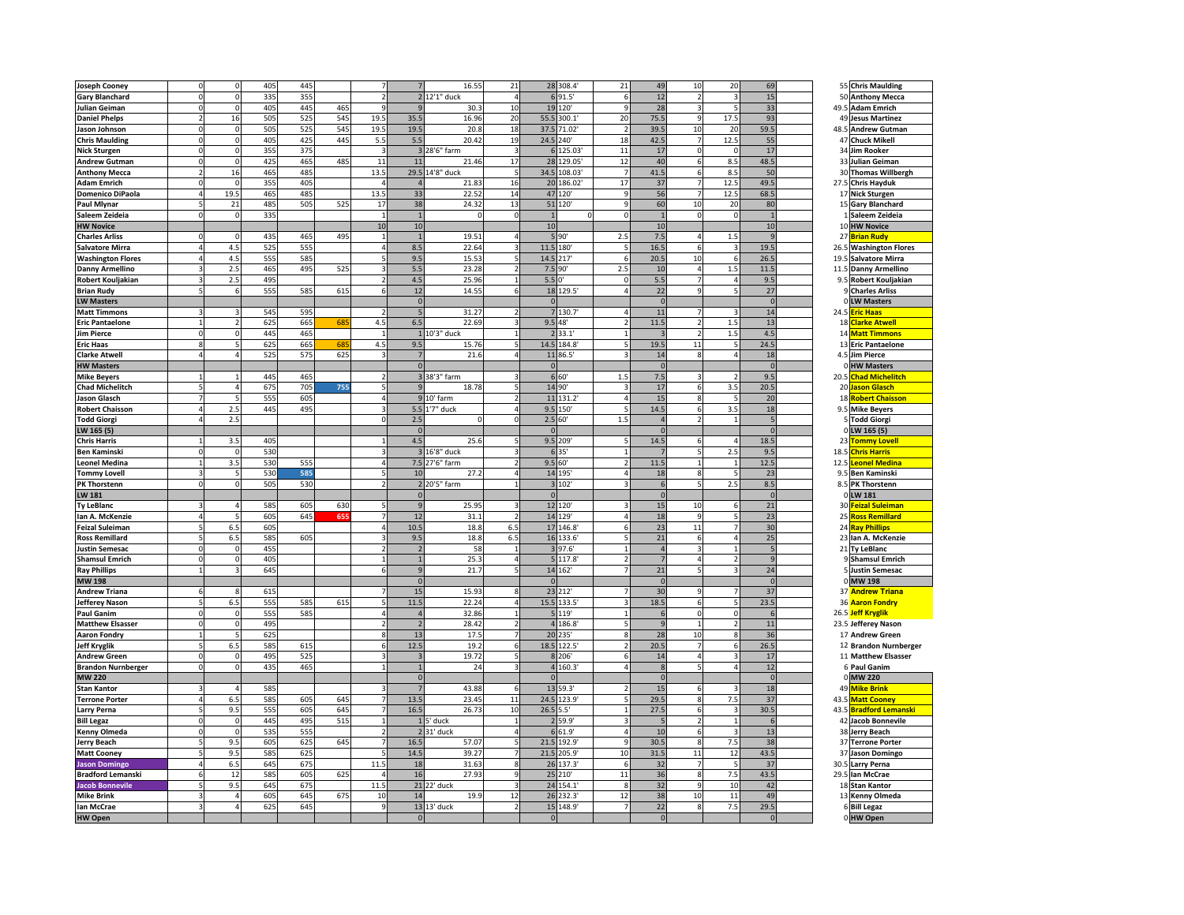| | | | | | | | | | | | | | | | | | | |
|---|---|---|---|---|---|---|---|---|---|---|---|---|---|---|---|---|---|---|
| **Joseph Cooney** | 0 | 0 | 405 | 445 | | 7 | 7 | 16.55 | 21 | 28 | 308.4' | 21 | 49 | 10 | 20 | 69 | 55 | **Chris Maulding** |
| **Gary Blanchard** | 0 | 0 | 335 | 355 | | 2 | 2 | 12'1" duck | 4 | 6 | 91.5' | 6 | 12 | 2 | 3 | 15 | 50 | **Anthony Mecca** |
| **Julian Geiman** | 0 | 0 | 405 | 445 | 465 | 9 | 9 | 30.3 | 10 | 19 | 120' | 9 | 28 | 3 | 5 | 33 | 49.5 | **Adam Emrich** |
| **Daniel Phelps** | 2 | 16 | 505 | 525 | 545 | 19.5 | 35.5 | 16.96 | 20 | 55.5 | 300.1' | 20 | 75.5 | 9 | 17.5 | 93 | 49 | **Jesus Martinez** |
| **Jason Johnson** | 0 | 0 | 505 | 525 | 545 | 19.5 | 19.5 | 20.8 | 18 | 37.5 | 71.02' | 2 | 39.5 | 10 | 20 | 59.5 | 48.5 | **Andrew Gutman** |
| **Chris Maulding** | 0 | 0 | 405 | 425 | 445 | 5.5 | 5.5 | 20.42 | 19 | 24.5 | 240' | 18 | 42.5 | 7 | 12.5 | 55 | 47 | **Chuck Mikell** |
| **Nick Sturgen** | 0 | 0 | 355 | 375 | | 3 | 3 | 28'6" farm | 3 | 6 | 125.03' | 11 | 17 | 0 | 0 | 17 | 34 | **Jim Rooker** |
| **Andrew Gutman** | 0 | 0 | 425 | 465 | 485 | 11 | 11 | 21.46 | 17 | 28 | 129.05' | 12 | 40 | 6 | 8.5 | 48.5 | 33 | **Julian Geiman** |
| **Anthony Mecca** | 2 | 16 | 465 | 485 | | 13.5 | 29.5 | 14'8" duck | 5 | 34.5 | 108.03' | 7 | 41.5 | 6 | 8.5 | 50 | 30 | **Thomas Willbergh** |
| **Adam Emrich** | 0 | 0 | 355 | 405 | | 4 | 4 | 21.83 | 16 | 20 | 186.02' | 17 | 37 | 7 | 12.5 | 49.5 | 27.5 | **Chris Hayduk** |
| **Domenico DiPaola** | 4 | 19.5 | 465 | 485 | | 13.5 | 33 | 22.52 | 14 | 47 | 120' | 9 | 56 | 7 | 12.5 | 68.5 | 17 | **Nick Sturgen** |
| **Paul Mlynar** | 5 | 21 | 485 | 505 | 525 | 17 | 38 | 24.32 | 13 | 51 | 120' | 9 | 60 | 10 | 20 | 80 | 15 | **Gary Blanchard** |
| **Saleem Zeideia** | 0 | 0 | 335 | | | 1 | 1 | 0 | 0 | 1 | 0 | 0 | 1 | 0 | 0 | 1 | 1 | **Saleem Zeideia** |
| **HW Novice** | | | | | | 10 | 10 | | | 10 | | | 10 | | | 10 | 10 | **HW Novice** |
| **Charles Arliss** | 0 | 0 | 435 | 465 | 495 | 1 | 1 | 19.51 | 4 | 5 | 90' | 2.5 | 7.5 | 4 | 1.5 | 9 | 27 | **Brian Rudy** |
| **Salvatore Mirra** | 4 | 4.5 | 525 | 555 | | 4 | 8.5 | 22.64 | 3 | 11.5 | 180' | 5 | 16.5 | 6 | 3 | 19.5 | 26.5 | **Washington Flores** |
| **Washington Flores** | 4 | 4.5 | 555 | 585 | | 5 | 9.5 | 15.53 | 5 | 14.5 | 217' | 6 | 20.5 | 10 | 6 | 26.5 | 19.5 | **Salvatore Mirra** |
| **Danny Armellino** | 3 | 2.5 | 465 | 495 | 525 | 3 | 5.5 | 23.28 | 2 | 7.5 | 90' | 2.5 | 10 | 4 | 1.5 | 11.5 | 11.5 | **Danny Armellino** |
| **Robert Kouljakian** | 3 | 2.5 | 495 | | | 2 | 4.5 | 25.96 | 1 | 5.5 | 0' | 0 | 5.5 | 7 | 4 | 9.5 | 9.5 | **Robert Kouljakian** |
| **Brian Rudy** | 5 | 6 | 555 | 585 | 615 | 6 | 12 | 14.55 | 6 | 18 | 129.5' | 4 | 22 | 9 | 5 | 27 | 9 | **Charles Arliss** |
| **LW Masters** | | | | | | | 0 | | | 0 | | | 0 | | | 0 | 0 | **LW Masters** |
| **Matt Timmons** | 3 | 3 | 545 | 595 | | 2 | 5 | 31.27 | 2 | 7 | 130.7' | 4 | 11 | 7 | 3 | 14 | 24.5 | **Eric Haas** |
| **Eric Pantaelone** | 1 | 2 | 625 | 665 | 685 | 4.5 | 6.5 | 22.69 | 3 | 9.5 | 48' | 2 | 11.5 | 2 | 1.5 | 13 | 18 | **Clarke Atwell** |
| **Jim Pierce** | 0 | 0 | 445 | 465 | | 1 | 1 | 10'3" duck | 1 | 2 | 33.1' | 1 | 3 | 2 | 1.5 | 4.5 | 14 | **Matt Timmons** |
| **Eric Haas** | 8 | 5 | 625 | 665 | 685 | 4.5 | 9.5 | 15.76 | 5 | 14.5 | 184.8' | 5 | 19.5 | 11 | 5 | 24.5 | 13 | **Eric Pantaelone** |
| **Clarke Atwell** | 4 | 4 | 525 | 575 | 625 | 3 | 7 | 21.6 | 4 | 11 | 86.5' | 3 | 14 | 8 | 4 | 18 | 4.5 | **Jim Pierce** |
| **HW Masters** | | | | | | | 0 | | | 0 | | | 0 | | | 0 | 0 | **HW Masters** |
| **Mike Beyers** | 1 | 1 | 445 | 465 | | 2 | 3 | 38'3" farm | 3 | 6 | 60' | 1.5 | 7.5 | 3 | 2 | 9.5 | 20.5 | **Chad Michelitch** |
| **Chad Michelitch** | 5 | 4 | 675 | 705 | 755 | 5 | 9 | 18.78 | 5 | 14 | 90' | 3 | 17 | 6 | 3.5 | 20.5 | 20 | **Jason Glasch** |
| **Jason Glasch** | 7 | 5 | 555 | 605 | | 4 | 9 | 10' farm | 2 | 11 | 131.2' | 4 | 15 | 8 | 5 | 20 | 18 | **Robert Chaisson** |
| **Robert Chaisson** | 4 | 2.5 | 445 | 495 | | 3 | 5.5 | 1'7" duck | 4 | 9.5 | 150' | 5 | 14.5 | 6 | 3.5 | 18 | 9.5 | **Mike Beyers** |
| **Todd Giorgi** | 4 | 2.5 | | | | 0 | 2.5 | 0 | 0 | 2.5 | 60' | 1.5 | 4 | 2 | 1 | 5 | 5 | **Todd Giorgi** |
| **LW 165 (5)** | | | | | | | 0 | | | 0 | | | 0 | | | 0 | 0 | **LW 165 (5)** |
| **Chris Harris** | 1 | 3.5 | 405 | | | 1 | 4.5 | 25.6 | 5 | 9.5 | 209' | 5 | 14.5 | 6 | 4 | 18.5 | 23 | **Tommy Lovell** |
| **Ben Kaminski** | 0 | 0 | 530 | | | 3 | 3 | 16'8" duck | 3 | 6 | 35' | 1 | 7 | 5 | 2.5 | 9.5 | 18.5 | **Chris Harris** |
| **Leonel Medina** | 1 | 3.5 | 530 | 555 | | 4 | 7.5 | 27'6" farm | 2 | 9.5 | 60' | 2 | 11.5 | 1 | 1 | 12.5 | 12.5 | **Leonel Medina** |
| **Tommy Lovell** | 3 | 5 | 530 | 585 | | 5 | 10 | 27.2 | 4 | 14 | 195' | 4 | 18 | 8 | 5 | 23 | 9.5 | **Ben Kaminski** |
| **PK Thorstenn** | 0 | 0 | 505 | 530 | | 2 | 2 | 20'5" farm | 1 | 3 | 102' | 3 | 6 | 5 | 2.5 | 8.5 | 8.5 | **PK Thorstenn** |
| **LW 181** | | | | | | | 0 | | | 0 | | | 0 | | | 0 | 0 | **LW 181** |
| **Ty LeBlanc** | 3 | 4 | 585 | 605 | 630 | 5 | 9 | 25.95 | 3 | 12 | 120' | 3 | 15 | 10 | 6 | 21 | 30 | **Feizal Suleiman** |
| **Ian A. McKenzie** | 4 | 5 | 605 | 645 | 655 | 7 | 12 | 31.1 | 2 | 14 | 129' | 4 | 18 | 9 | 5 | 23 | 25 | **Ross Remillard** |
| **Feizal Suleiman** | 5 | 6.5 | 605 | | | 4 | 10.5 | 18.8 | 6.5 | 17 | 146.8' | 6 | 23 | 11 | 7 | 30 | 24 | **Ray Phillips** |
| **Ross Remillard** | 5 | 6.5 | 585 | 605 | | 3 | 9.5 | 18.8 | 6.5 | 16 | 133.6' | 5 | 21 | 6 | 4 | 25 | 23 | **Ian A. McKenzie** |
| **Justin Semesac** | 0 | 0 | 455 | | | 2 | 2 | 58 | 1 | 3 | 97.6' | 1 | 4 | 3 | 1 | 5 | 21 | **Ty LeBlanc** |
| **Shamsul Emrich** | 0 | 0 | 405 | | | 1 | 1 | 25.3 | 4 | 5 | 117.8' | 2 | 7 | 4 | 2 | 9 | 9 | **Shamsul Emrich** |
| **Ray Phillips** | 1 | 3 | 645 | | | 6 | 9 | 21.7 | 5 | 14 | 162' | 7 | 21 | 5 | 3 | 24 | 5 | **Justin Semesac** |
| **MW 198** | | | | | | | 0 | | | 0 | | | 0 | | | 0 | 0 | **MW 198** |
| **Andrew Triana** | 6 | 8 | 615 | | | 7 | 15 | 15.93 | 8 | 23 | 212' | 7 | 30 | 9 | 7 | 37 | 37 | **Andrew Triana** |
| **Jefferey Nason** | 5 | 6.5 | 555 | 585 | 615 | 5 | 11.5 | 22.24 | 4 | 15.5 | 133.5' | 3 | 18.5 | 6 | 5 | 23.5 | 36 | **Aaron Fondry** |
| **Paul Ganim** | 0 | 0 | 555 | 585 | | 4 | 4 | 32.86 | 1 | 5 | 119' | 1 | 6 | 0 | 0 | 6 | 26.5 | **Jeff Kryglik** |
| **Matthew Elsasser** | 0 | 0 | 495 | | | 2 | 2 | 28.42 | 2 | 4 | 186.8' | 5 | 9 | 1 | 2 | 11 | 23.5 | **Jefferey Nason** |
| **Aaron Fondry** | 1 | 5 | 625 | | | 8 | 13 | 17.5 | 7 | 20 | 235' | 8 | 28 | 10 | 8 | 36 | 17 | **Andrew Green** |
| **Jeff Kryglik** | 5 | 6.5 | 585 | 615 | | 6 | 12.5 | 19.2 | 6 | 18.5 | 122.5' | 2 | 20.5 | 7 | 6 | 26.5 | 12 | **Brandon Nurnberger** |
| **Andrew Green** | 0 | 0 | 495 | 525 | | 3 | 3 | 19.72 | 5 | 8 | 206' | 6 | 14 | 4 | 3 | 17 | 11 | **Matthew Elsasser** |
| **Brandon Nurnberger** | 0 | 0 | 435 | 465 | | 1 | 1 | 24 | 3 | 4 | 160.3' | 4 | 8 | 5 | 4 | 12 | 6 | **Paul Ganim** |
| **MW 220** | | | | | | | 0 | | | 0 | | | 0 | | | 0 | 0 | **MW 220** |
| **Stan Kantor** | 3 | 4 | 585 | | | 3 | 7 | 43.88 | 6 | 13 | 59.3' | 2 | 15 | 6 | 3 | 18 | 49 | **Mike Brink** |
| **Terrone Porter** | 4 | 6.5 | 585 | 605 | 645 | 7 | 13.5 | 23.45 | 11 | 24.5 | 123.9' | 5 | 29.5 | 8 | 7.5 | 37 | 43.5 | **Matt Cooney** |
| **Larry Perna** | 5 | 9.5 | 555 | 605 | 645 | 7 | 16.5 | 26.73 | 10 | 26.5 | 5.5' | 1 | 27.5 | 6 | 3 | 30.5 | 43.5 | **Bradford Lemanski** |
| **Bill Legaz** | 0 | 0 | 445 | 495 | 515 | 1 | 1 | 5' duck | 1 | 2 | 59.9' | 3 | 5 | 2 | 1 | 6 | 42 | **Jacob Bonnevile** |
| **Kenny Olmeda** | 0 | 0 | 535 | 555 | | 2 | 2 | 31' duck | 4 | 6 | 61.9' | 4 | 10 | 6 | 3 | 13 | 38 | **Jerry Beach** |
| **Jerry Beach** | 5 | 9.5 | 605 | 625 | 645 | 7 | 16.5 | 57.07 | 5 | 21.5 | 192.9' | 9 | 30.5 | 8 | 7.5 | 38 | 37 | **Terrone Porter** |
| **Matt Cooney** | 5 | 9.5 | 585 | 625 | | 5 | 14.5 | 39.27 | 7 | 21.5 | 205.9' | 10 | 31.5 | 11 | 12 | 43.5 | 37 | **Jason Domingo** |
| **Jason Domingo** | 4 | 6.5 | 645 | 675 | | 11.5 | 18 | 31.63 | 8 | 26 | 137.3' | 6 | 32 | 7 | 5 | 37 | 30.5 | **Larry Perna** |
| **Bradford Lemanski** | 6 | 12 | 585 | 605 | 625 | 4 | 16 | 27.93 | 9 | 25 | 210' | 11 | 36 | 8 | 7.5 | 43.5 | 29.5 | **Ian McCrae** |
| **Jacob Bonnevile** | 5 | 9.5 | 645 | 675 | | 11.5 | 21 | 22' duck | 3 | 24 | 154.1' | 8 | 32 | 9 | 10 | 42 | 18 | **Stan Kantor** |
| **Mike Brink** | 3 | 4 | 605 | 645 | 675 | 10 | 14 | 19.9 | 12 | 26 | 232.3' | 12 | 38 | 10 | 11 | 49 | 13 | **Kenny Olmeda** |
| **Ian McCrae** | 3 | 4 | 625 | 645 | | 9 | 13 | 13' duck | 2 | 15 | 148.9' | 7 | 22 | 8 | 7.5 | 29.5 | 6 | **Bill Legaz** |
| **HW Open** | | | | | | | 0 | | | 0 | | | 0 | | | 0 | 0 | **HW Open** |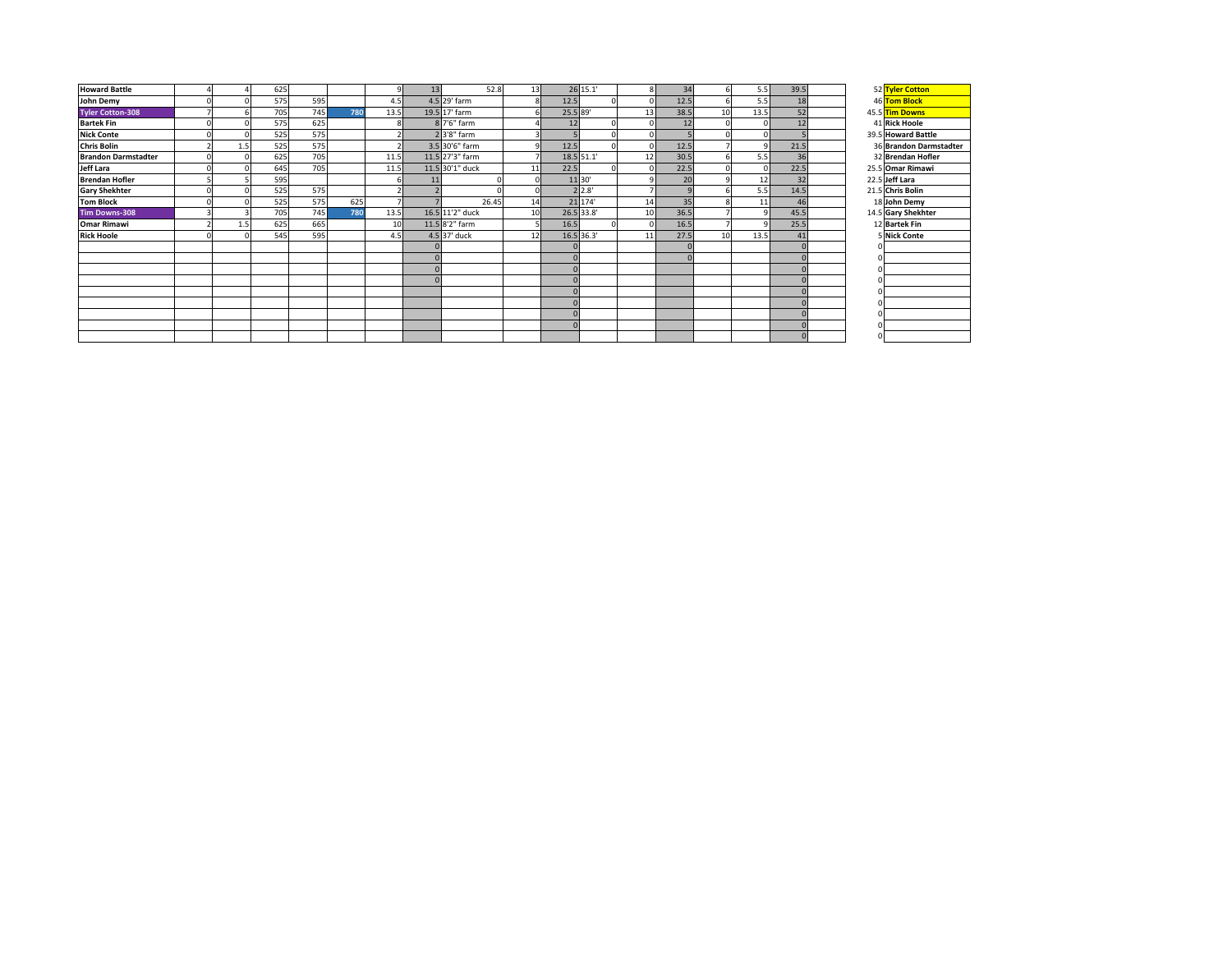| | | | | | | | | | | | | | | | | | |
|---|---|---|---|---|---|---|---|---|---|---|---|---|---|---|---|---|---|
| **Howard Battle** | 4 | 4 | 625 | | | 9 | 13 | 52.8 | 13 | 26 | 15.1' | 8 | 34 | 6 | 5.5 | 39.5 | |
| **John Demy** | 0 | 0 | 575 | 595 | | 4.5 | 4.5 | 29' farm | 8 | 12.5 | 0 | 0 | 12.5 | 6 | 5.5 | 18 | |
| **Tyler Cotton-308** | 7 | 6 | 705 | 745 | 780 | 13.5 | 19.5 | 17' farm | 6 | 25.5 | 89' | 13 | 38.5 | 10 | 13.5 | 52 | |
| **Bartek Fin** | 0 | 0 | 575 | 625 | | 8 | 8 | 7'6" farm | 4 | 12 | 0 | 0 | 12 | 0 | 0 | 12 | |
| **Nick Conte** | 0 | 0 | 525 | 575 | | 2 | 2 | 3'8" farm | 3 | 5 | 0 | 0 | 5 | 0 | 0 | 5 | |
| **Chris Bolin** | 2 | 1.5 | 525 | 575 | | 2 | 3.5 | 30'6" farm | 9 | 12.5 | 0 | 0 | 12.5 | 7 | 9 | 21.5 | |
| **Brandon Darmstadter** | 0 | 0 | 625 | 705 | | 11.5 | 11.5 | 27'3" farm | 7 | 18.5 | 51.1' | 12 | 30.5 | 6 | 5.5 | 36 | |
| **Jeff Lara** | 0 | 0 | 645 | 705 | | 11.5 | 11.5 | 30'1" duck | 11 | 22.5 | 0 | 0 | 22.5 | 0 | 0 | 22.5 | |
| **Brendan Hofler** | 5 | 5 | 595 | | | 6 | 11 | 0 | 0 | 11 | 30' | 9 | 20 | 9 | 12 | 32 | |
| **Gary Shekhter** | 0 | 0 | 525 | 575 | | 2 | 2 | 0 | 0 | 2 | 2.8' | 7 | 9 | 6 | 5.5 | 14.5 | |
| **Tom Block** | 0 | 0 | 525 | 575 | 625 | 7 | 7 | 26.45 | 14 | 21 | 174' | 14 | 35 | 8 | 11 | 46 | |
| **Tim Downs-308** | 3 | 3 | 705 | 745 | 780 | 13.5 | 16.5 | 11'2" duck | 10 | 26.5 | 33.8' | 10 | 36.5 | 7 | 9 | 45.5 | |
| **Omar Rimawi** | 2 | 1.5 | 625 | 665 | | 10 | 11.5 | 8'2" farm | 5 | 16.5 | 0 | 0 | 16.5 | 7 | 9 | 25.5 | |
| **Rick Hoole** | 0 | 0 | 545 | 595 | | 4.5 | 4.5 | 37' duck | 12 | 16.5 | 36.3' | 11 | 27.5 | 10 | 13.5 | 41 | |
| | | | | | | | 0 | | | 0 | | | 0 | | | 0 | |
| | | | | | | | 0 | | | 0 | | | 0 | | | 0 | |
| | | | | | | | 0 | | | 0 | | | | | | 0 | |
| | | | | | | | 0 | | | 0 | | | | | | 0 | |
| | | | | | | | | | | 0 | | | | | | 0 | |
| | | | | | | | | | | 0 | | | | | | 0 | |
| | | | | | | | | | | 0 | | | | | | 0 | |
| | | | | | | | | | | 0 | | | | | | 0 | |
| | | | | | | | | | | | | | | | | 0 | |

| | |
|---|---|
| 52 | **Tyler Cotton** |
| 46 | **Tom Block** |
| 45.5 | **Tim Downs** |
| 41 | **Rick Hoole** |
| 39.5 | **Howard Battle** |
| 36 | **Brandon Darmstadter** |
| 32 | **Brendan Hofler** |
| 25.5 | **Omar Rimawi** |
| 22.5 | **Jeff Lara** |
| 21.5 | **Chris Bolin** |
| 18 | **John Demy** |
| 14.5 | **Gary Shekhter** |
| 12 | **Bartek Fin** |
| 5 | **Nick Conte** |
| 0 | |
| 0 | |
| 0 | |
| 0 | |
| 0 | |
| 0 | |
| 0 | |
| 0 | |
| 0 | |